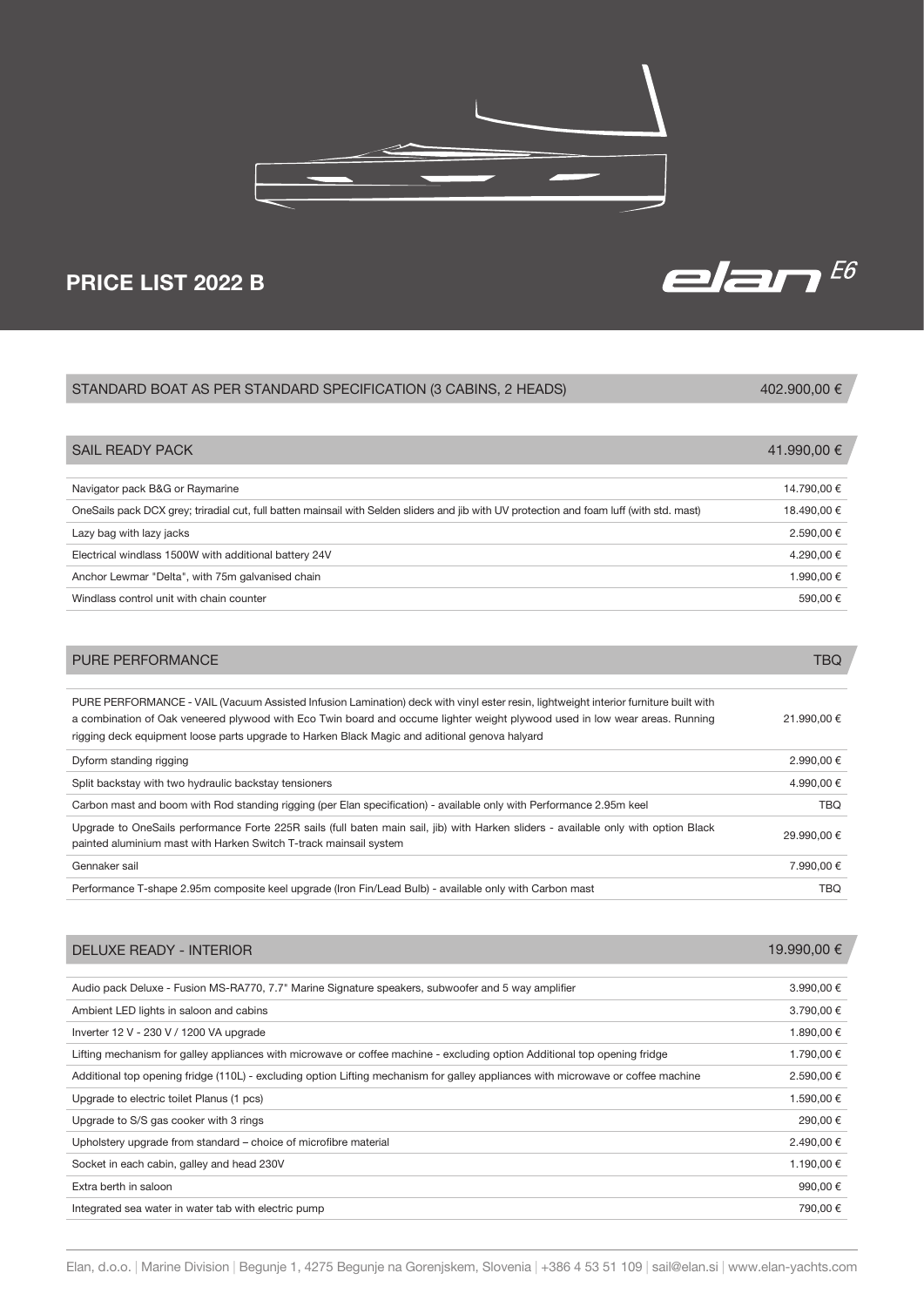# PRICE LIST 2022 B

elan E6

| STANDARD BOAT AS PER STANDARD SPECIFICATION (3 CABINS, 2 HEADS) | 402.900,00 € |
|---|---|

| SAIL READY PACK | 41.990,00 € |
|---|---|
| Navigator pack B&G or Raymarine | 14.790,00 € |
| OneSails pack DCX grey; triradial cut, full batten mainsail with Selden sliders and jib with UV protection and foam luff (with std. mast) | 18.490,00 € |
| Lazy bag with lazy jacks | 2.590,00 € |
| Electrical windlass 1500W with additional battery 24V | 4.290,00 € |
| Anchor Lewmar "Delta", with 75m galvanised chain | 1.990,00 € |
| Windlass control unit with chain counter | 590,00 € |

| PURE PERFORMANCE | TBQ |
|---|---|
| PURE PERFORMANCE - VAIL (Vacuum Assisted Infusion Lamination) deck with vinyl ester resin, lightweight interior furniture built with a combination of Oak veneered plywood with Eco Twin board and occume lighter weight plywood used in low wear areas. Running rigging deck equipment loose parts upgrade to Harken Black Magic and aditional genova halyard | 21.990,00 € |
| Dyform standing rigging | 2.990,00 € |
| Split backstay with two hydraulic backstay tensioners | 4.990,00 € |
| Carbon mast and boom with Rod standing rigging (per Elan specification) - available only with Performance 2.95m keel | TBQ |
| Upgrade to OneSails performance Forte 225R sails (full baten main sail, jib) with Harken sliders - available only with option Black painted aluminium mast with Harken Switch T-track mainsail system | 29.990,00 € |
| Gennaker sail | 7.990,00 € |
| Performance T-shape 2.95m composite keel upgrade (Iron Fin/Lead Bulb) - available only with Carbon mast | TBQ |

| DELUXE READY - INTERIOR | 19.990,00 € |
|---|---|
| Audio pack Deluxe - Fusion MS-RA770, 7.7" Marine Signature speakers, subwoofer and 5 way amplifier | 3.990,00 € |
| Ambient LED lights in saloon and cabins | 3.790,00 € |
| Inverter 12 V - 230 V / 1200 VA upgrade | 1.890,00 € |
| Lifting mechanism for galley appliances with microwave or coffee machine - excluding option Additional top opening fridge | 1.790,00 € |
| Additional top opening fridge (110L) - excluding option Lifting mechanism for galley appliances with microwave or coffee machine | 2.590,00 € |
| Upgrade to electric toilet Planus (1 pcs) | 1.590,00 € |
| Upgrade to S/S gas cooker with 3 rings | 290,00 € |
| Upholstery upgrade from standard – choice of microfibre material | 2.490,00 € |
| Socket in each cabin, galley and head 230V | 1.190,00 € |
| Extra berth in saloon | 990,00 € |
| Integrated sea water in water tab with electric pump | 790,00 € |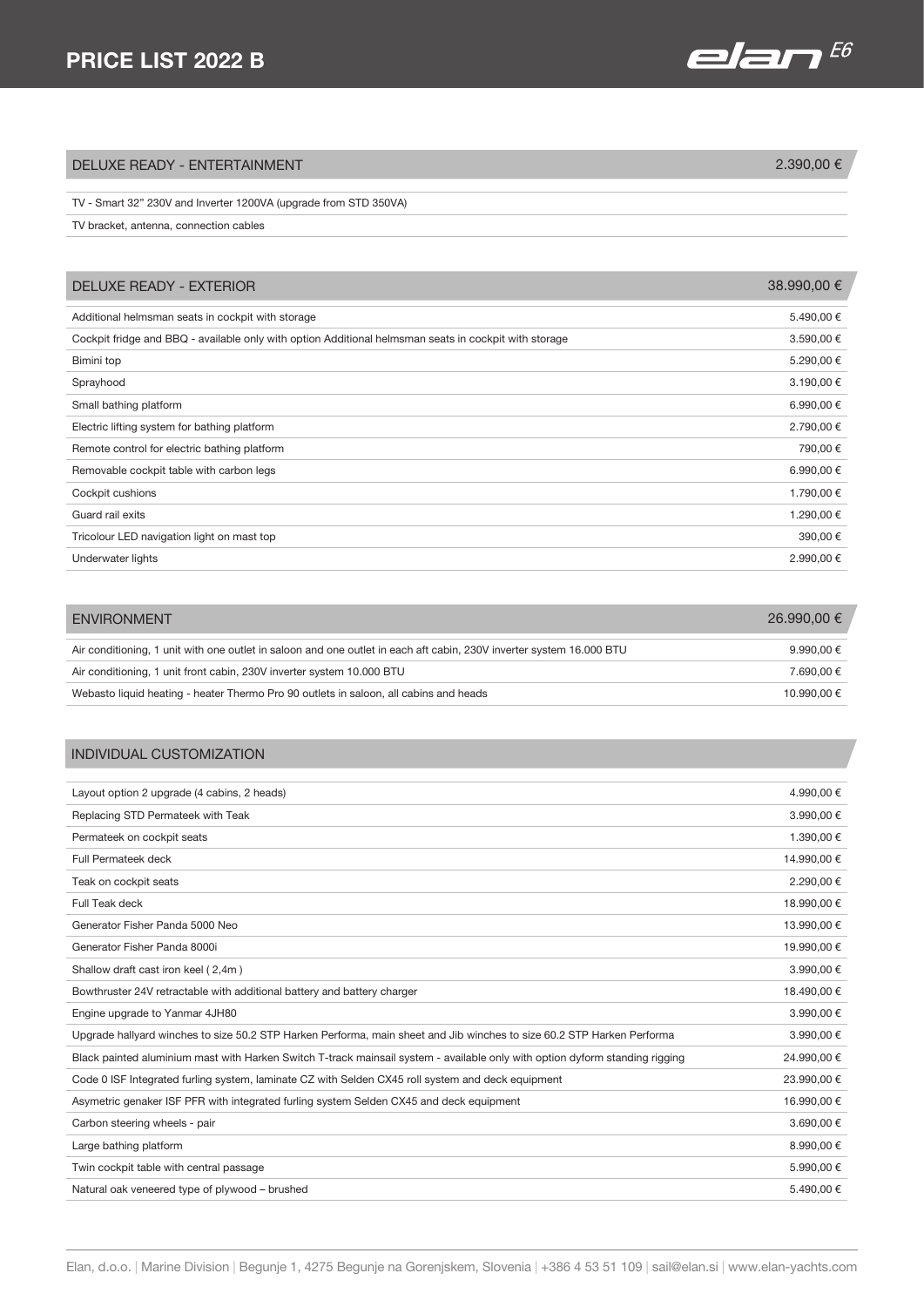## DELUXE READY - ENTERTAINMENT — 2.390,00 €

- TV - Smart 32” 230V and Inverter 1200VA (upgrade from STD 350VA)
- TV bracket, antenna, connection cables

## DELUXE READY - EXTERIOR — 38.990,00 €

| Item | Price |
|---|---|
| Additional helmsman seats in cockpit with storage | 5.490,00 € |
| Cockpit fridge and BBQ - available only with option Additional helmsman seats in cockpit with storage | 3.590,00 € |
| Bimini top | 5.290,00 € |
| Sprayhood | 3.190,00 € |
| Small bathing platform | 6.990,00 € |
| Electric lifting system for bathing platform | 2.790,00 € |
| Remote control for electric bathing platform | 790,00 € |
| Removable cockpit table with carbon legs | 6.990,00 € |
| Cockpit cushions | 1.790,00 € |
| Guard rail exits | 1.290,00 € |
| Tricolour LED navigation light on mast top | 390,00 € |
| Underwater lights | 2.990,00 € |

## ENVIRONMENT — 26.990,00 €

| Item | Price |
|---|---|
| Air conditioning, 1 unit with one outlet in saloon and one outlet in each aft cabin, 230V inverter system 16.000 BTU | 9.990,00 € |
| Air conditioning, 1 unit front cabin, 230V inverter system 10.000 BTU | 7.690,00 € |
| Webasto liquid heating - heater Thermo Pro 90 outlets in saloon, all cabins and heads | 10.990,00 € |

## INDIVIDUAL CUSTOMIZATION

| Item | Price |
|---|---|
| Layout option 2 upgrade (4 cabins, 2 heads) | 4.990,00 € |
| Replacing STD Permateek with Teak | 3.990,00 € |
| Permateek on cockpit seats | 1.390,00 € |
| Full Permateek deck | 14.990,00 € |
| Teak on cockpit seats | 2.290,00 € |
| Full Teak deck | 18.990,00 € |
| Generator Fisher Panda 5000 Neo | 13.990,00 € |
| Generator Fisher Panda 8000i | 19.990,00 € |
| Shallow draft cast iron keel ( 2,4m ) | 3.990,00 € |
| Bowthruster 24V retractable with additional battery and battery charger | 18.490,00 € |
| Engine upgrade to Yanmar 4JH80 | 3.990,00 € |
| Upgrade hallyard winches to size 50.2 STP Harken Performa, main sheet and Jib winches to size 60.2 STP Harken Performa | 3.990,00 € |
| Black painted aluminium mast with Harken Switch T-track mainsail system - available only with option dyform standing rigging | 24.990,00 € |
| Code 0 ISF Integrated furling system, laminate CZ with Selden CX45 roll system and deck equipment | 23.990,00 € |
| Asymetric genaker ISF PFR with integrated furling system Selden CX45 and deck equipment | 16.990,00 € |
| Carbon steering wheels - pair | 3.690,00 € |
| Large bathing platform | 8.990,00 € |
| Twin cockpit table with central passage | 5.990,00 € |
| Natural oak veneered type of plywood – brushed | 5.490,00 € |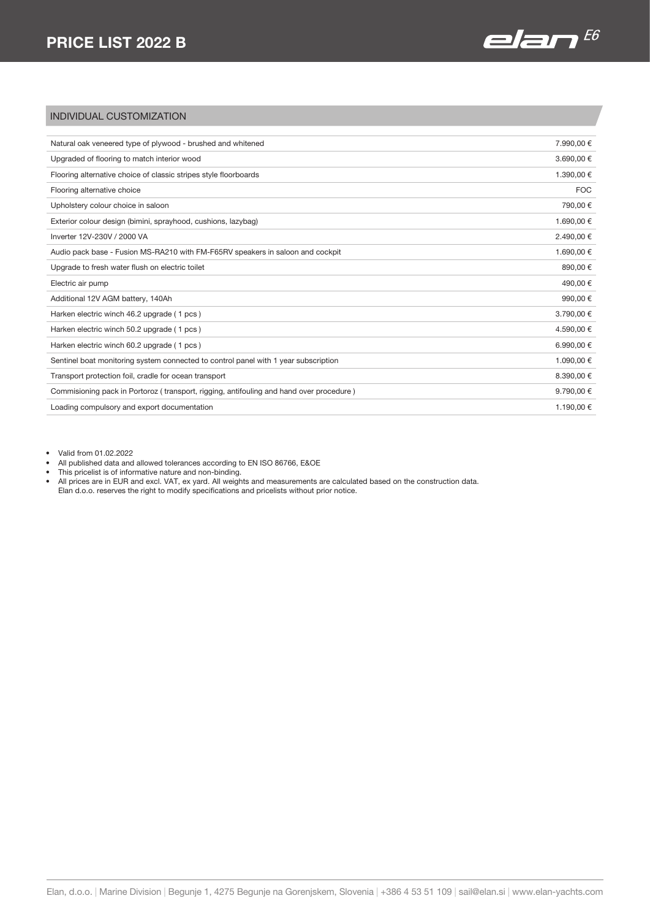## INDIVIDUAL CUSTOMIZATION

| | |
|---|---|
| Natural oak veneered type of plywood - brushed and whitened | 7.990,00 € |
| Upgraded of flooring to match interior wood | 3.690,00 € |
| Flooring alternative choice of classic stripes style floorboards | 1.390,00 € |
| Flooring alternative choice | FOC |
| Upholstery colour choice in saloon | 790,00 € |
| Exterior colour design (bimini, sprayhood, cushions, lazybag) | 1.690,00 € |
| Inverter 12V-230V / 2000 VA | 2.490,00 € |
| Audio pack base - Fusion MS-RA210 with FM-F65RV speakers in saloon and cockpit | 1.690,00 € |
| Upgrade to fresh water flush on electric toilet | 890,00 € |
| Electric air pump | 490,00 € |
| Additional 12V AGM battery, 140Ah | 990,00 € |
| Harken electric winch 46.2 upgrade ( 1 pcs ) | 3.790,00 € |
| Harken electric winch 50.2 upgrade ( 1 pcs ) | 4.590,00 € |
| Harken electric winch 60.2 upgrade ( 1 pcs ) | 6.990,00 € |
| Sentinel boat monitoring system connected to control panel with 1 year subscription | 1.090,00 € |
| Transport protection foil, cradle for ocean transport | 8.390,00 € |
| Commisioning pack in Portoroz ( transport, rigging, antifouling and hand over procedure ) | 9.790,00 € |
| Loading compulsory and export documentation | 1.190,00 € |

- Valid from 01.02.2022
- All published data and allowed tolerances according to EN ISO 86766, E&OE
- This pricelist is of informative nature and non-binding.
- All prices are in EUR and excl. VAT, ex yard. All weights and measurements are calculated based on the construction data. Elan d.o.o. reserves the right to modify specifications and pricelists without prior notice.